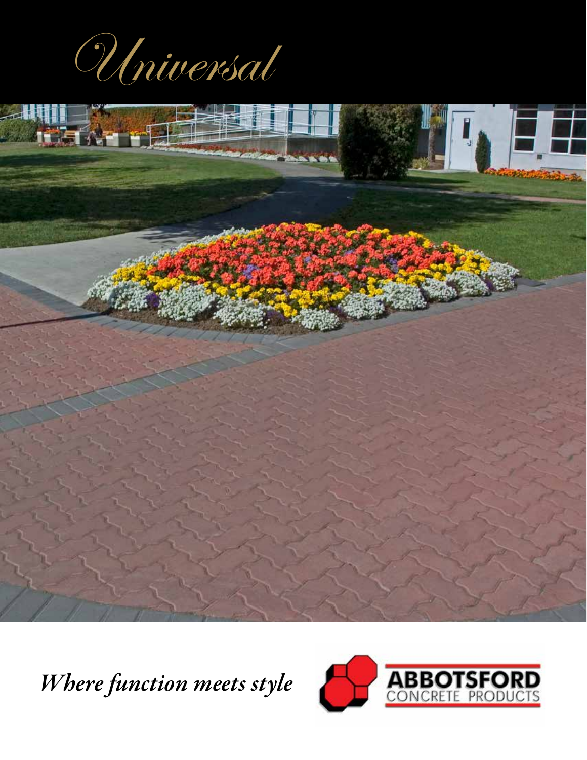# Universal

*Where function meets style*

ABBOTSFORD CONCRETE PRODUCTS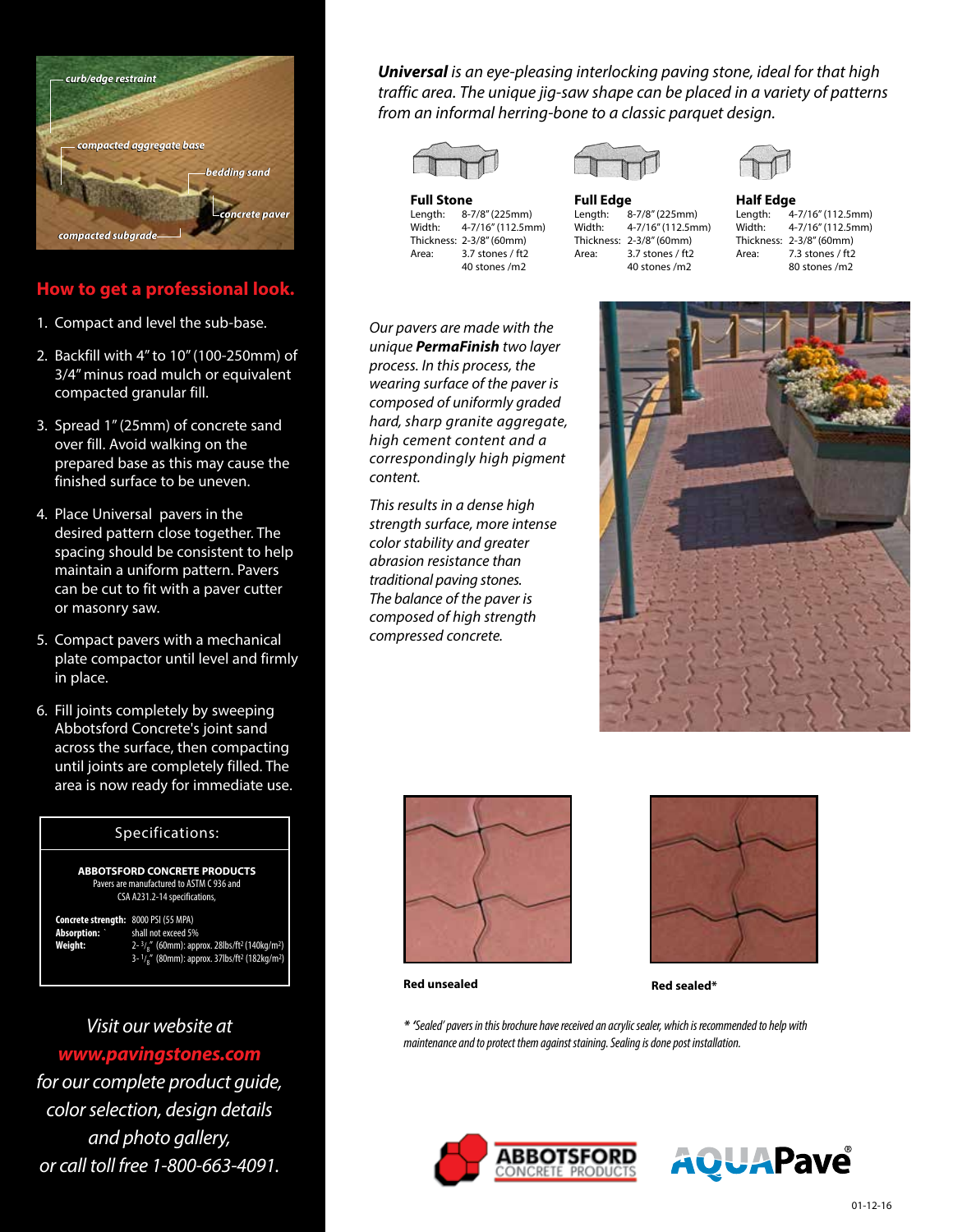curb/edge restraint

compacted aggregate base

bedding sand

concrete paver

compacted subgrade

## How to get a professional look.

1. Compact and level the sub-base.
2. Backfill with 4" to 10" (100-250mm) of 3/4" minus road mulch or equivalent compacted granular fill.
3. Spread 1" (25mm) of concrete sand over fill. Avoid walking on the prepared base as this may cause the finished surface to be uneven.
4. Place Universal pavers in the desired pattern close together. The spacing should be consistent to help maintain a uniform pattern. Pavers can be cut to fit with a paver cutter or masonry saw.
5. Compact pavers with a mechanical plate compactor until level and firmly in place.
6. Fill joints completely by sweeping Abbotsford Concrete's joint sand across the surface, then compacting until joints are completely filled. The area is now ready for immediate use.

### Specifications:

**ABBOTSFORD CONCRETE PRODUCTS**
Pavers are manufactured to ASTM C 936 and CSA A231.2-14 specifications,

| | |
|---|---|
| **Concrete strength:** | 8000 PSI (55 MPA) |
| **Absorption:** | shall not exceed 5% |
| **Weight:** | 2-3/8" (60mm): approx. 28lbs/ft² (140kg/m²) |
| | 3-1/8" (80mm): approx. 37lbs/ft² (182kg/m²) |

*Visit our website at* ***www.pavingstones.com*** *for our complete product guide, color selection, design details and photo gallery, or call toll free 1-800-663-4091.*

***Universal*** *is an eye-pleasing interlocking paving stone, ideal for that high traffic area. The unique jig-saw shape can be placed in a variety of patterns from an informal herring-bone to a classic parquet design.*

**Full Stone**

| | |
|---|---|
| Length: | 8-7/8" (225mm) |
| Width: | 4-7/16" (112.5mm) |
| Thickness: | 2-3/8" (60mm) |
| Area: | 3.7 stones / ft2 |
| | 40 stones /m2 |

**Full Edge**

| | |
|---|---|
| Length: | 8-7/8" (225mm) |
| Width: | 4-7/16" (112.5mm) |
| Thickness: | 2-3/8" (60mm) |
| Area: | 3.7 stones / ft2 |
| | 40 stones /m2 |

**Half Edge**

| | |
|---|---|
| Length: | 4-7/16" (112.5mm) |
| Width: | 4-7/16" (112.5mm) |
| Thickness: | 2-3/8" (60mm) |
| Area: | 7.3 stones / ft2 |
| | 80 stones /m2 |

*Our pavers are made with the unique* ***PermaFinish*** *two layer process. In this process, the wearing surface of the paver is composed of uniformly graded hard, sharp granite aggregate, high cement content and a correspondingly high pigment content.*

*This results in a dense high strength surface, more intense color stability and greater abrasion resistance than traditional paving stones. The balance of the paver is composed of high strength compressed concrete.*

**Red unsealed**

**Red sealed***

*\* 'Sealed' pavers in this brochure have received an acrylic sealer, which is recommended to help with maintenance and to protect them against staining. Sealing is done post installation.*

ABBOTSFORD CONCRETE PRODUCTS

AQUAPave®

01-12-16